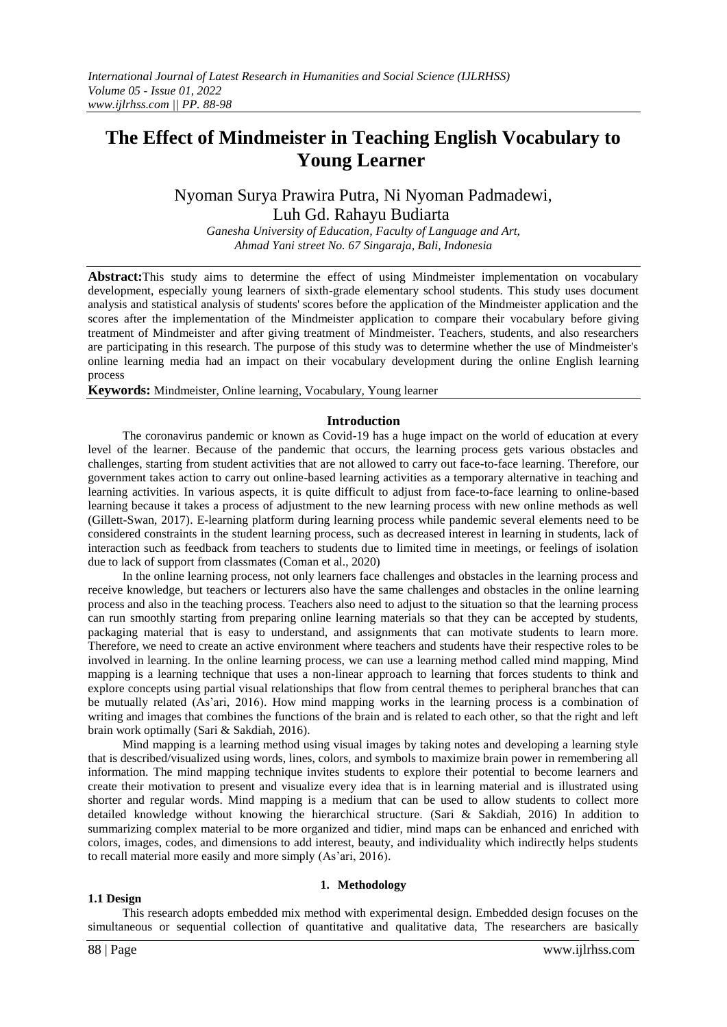# The Effect of Mindmeister in Teaching English Vocabulary to Young Learner

Nyoman Surya Prawira Putra, Ni Nyoman Padmadewi, Luh Gd. Rahayu Budiarta

*Ganesha University of Education, Faculty of Language and Art, Ahmad Yani street No. 67 Singaraja, Bali, Indonesia*

**Abstract:**This study aims to determine the effect of using Mindmeister implementation on vocabulary development, especially young learners of sixth-grade elementary school students. This study uses document analysis and statistical analysis of students' scores before the application of the Mindmeister application and the scores after the implementation of the Mindmeister application to compare their vocabulary before giving treatment of Mindmeister and after giving treatment of Mindmeister. Teachers, students, and also researchers are participating in this research. The purpose of this study was to determine whether the use of Mindmeister's online learning media had an impact on their vocabulary development during the online English learning process

**Keywords:** Mindmeister, Online learning, Vocabulary, Young learner

## Introduction

The coronavirus pandemic or known as Covid-19 has a huge impact on the world of education at every level of the learner. Because of the pandemic that occurs, the learning process gets various obstacles and challenges, starting from student activities that are not allowed to carry out face-to-face learning. Therefore, our government takes action to carry out online-based learning activities as a temporary alternative in teaching and learning activities. In various aspects, it is quite difficult to adjust from face-to-face learning to online-based learning because it takes a process of adjustment to the new learning process with new online methods as well (Gillett-Swan, 2017). E-learning platform during learning process while pandemic several elements need to be considered constraints in the student learning process, such as decreased interest in learning in students, lack of interaction such as feedback from teachers to students due to limited time in meetings, or feelings of isolation due to lack of support from classmates (Coman et al., 2020)

In the online learning process, not only learners face challenges and obstacles in the learning process and receive knowledge, but teachers or lecturers also have the same challenges and obstacles in the online learning process and also in the teaching process. Teachers also need to adjust to the situation so that the learning process can run smoothly starting from preparing online learning materials so that they can be accepted by students, packaging material that is easy to understand, and assignments that can motivate students to learn more. Therefore, we need to create an active environment where teachers and students have their respective roles to be involved in learning. In the online learning process, we can use a learning method called mind mapping, Mind mapping is a learning technique that uses a non-linear approach to learning that forces students to think and explore concepts using partial visual relationships that flow from central themes to peripheral branches that can be mutually related (As'ari, 2016). How mind mapping works in the learning process is a combination of writing and images that combines the functions of the brain and is related to each other, so that the right and left brain work optimally (Sari & Sakdiah, 2016).

Mind mapping is a learning method using visual images by taking notes and developing a learning style that is described/visualized using words, lines, colors, and symbols to maximize brain power in remembering all information. The mind mapping technique invites students to explore their potential to become learners and create their motivation to present and visualize every idea that is in learning material and is illustrated using shorter and regular words. Mind mapping is a medium that can be used to allow students to collect more detailed knowledge without knowing the hierarchical structure. (Sari & Sakdiah, 2016) In addition to summarizing complex material to be more organized and tidier, mind maps can be enhanced and enriched with colors, images, codes, and dimensions to add interest, beauty, and individuality which indirectly helps students to recall material more easily and more simply (As'ari, 2016).

## 1. Methodology

### 1.1 Design

This research adopts embedded mix method with experimental design. Embedded design focuses on the simultaneous or sequential collection of quantitative and qualitative data, The researchers are basically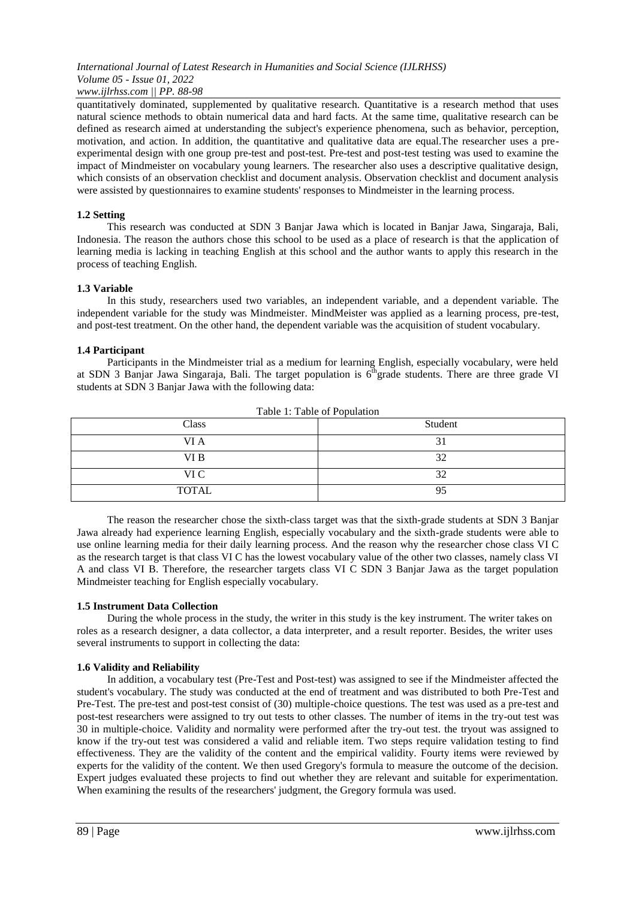quantitatively dominated, supplemented by qualitative research. Quantitative is a research method that uses natural science methods to obtain numerical data and hard facts. At the same time, qualitative research can be defined as research aimed at understanding the subject's experience phenomena, such as behavior, perception, motivation, and action. In addition, the quantitative and qualitative data are equal.The researcher uses a pre-experimental design with one group pre-test and post-test. Pre-test and post-test testing was used to examine the impact of Mindmeister on vocabulary young learners. The researcher also uses a descriptive qualitative design, which consists of an observation checklist and document analysis. Observation checklist and document analysis were assisted by questionnaires to examine students' responses to Mindmeister in the learning process.

### 1.2 Setting

This research was conducted at SDN 3 Banjar Jawa which is located in Banjar Jawa, Singaraja, Bali, Indonesia. The reason the authors chose this school to be used as a place of research is that the application of learning media is lacking in teaching English at this school and the author wants to apply this research in the process of teaching English.

### 1.3 Variable

In this study, researchers used two variables, an independent variable, and a dependent variable. The independent variable for the study was Mindmeister. MindMeister was applied as a learning process, pre-test, and post-test treatment. On the other hand, the dependent variable was the acquisition of student vocabulary.

### 1.4 Participant

Participants in the Mindmeister trial as a medium for learning English, especially vocabulary, were held at SDN 3 Banjar Jawa Singaraja, Bali. The target population is 6th grade students. There are three grade VI students at SDN 3 Banjar Jawa with the following data:

Table 1: Table of Population

| Class | Student |
|---|---|
| VI A | 31 |
| VI B | 32 |
| VI C | 32 |
| TOTAL | 95 |

The reason the researcher chose the sixth-class target was that the sixth-grade students at SDN 3 Banjar Jawa already had experience learning English, especially vocabulary and the sixth-grade students were able to use online learning media for their daily learning process. And the reason why the researcher chose class VI C as the research target is that class VI C has the lowest vocabulary value of the other two classes, namely class VI A and class VI B. Therefore, the researcher targets class VI C SDN 3 Banjar Jawa as the target population Mindmeister teaching for English especially vocabulary.

### 1.5 Instrument Data Collection

During the whole process in the study, the writer in this study is the key instrument. The writer takes on roles as a research designer, a data collector, a data interpreter, and a result reporter. Besides, the writer uses several instruments to support in collecting the data:

### 1.6 Validity and Reliability

In addition, a vocabulary test (Pre-Test and Post-test) was assigned to see if the Mindmeister affected the student's vocabulary. The study was conducted at the end of treatment and was distributed to both Pre-Test and Pre-Test. The pre-test and post-test consist of (30) multiple-choice questions. The test was used as a pre-test and post-test researchers were assigned to try out tests to other classes. The number of items in the try-out test was 30 in multiple-choice. Validity and normality were performed after the try-out test. the tryout was assigned to know if the try-out test was considered a valid and reliable item. Two steps require validation testing to find effectiveness. They are the validity of the content and the empirical validity. Fourty items were reviewed by experts for the validity of the content. We then used Gregory's formula to measure the outcome of the decision. Expert judges evaluated these projects to find out whether they are relevant and suitable for experimentation. When examining the results of the researchers' judgment, the Gregory formula was used.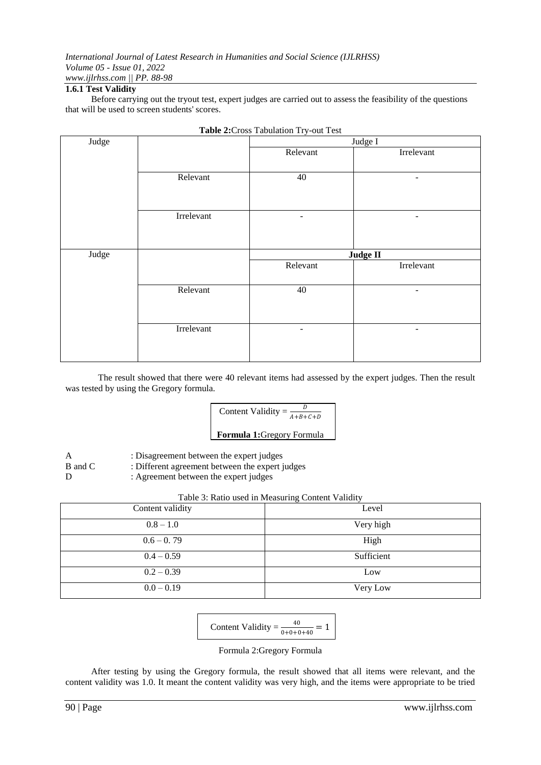### 1.6.1 Test Validity

Before carrying out the tryout test, expert judges are carried out to assess the feasibility of the questions that will be used to screen students' scores.

**Table 2:** Cross Tabulation Try-out Test

| Judge | | Judge I | |
|---|---|---|---|
| | | Relevant | Irrelevant |
| | Relevant | 40 | - |
| | Irrelevant | - | - |
| Judge | | **Judge II** | |
| | | Relevant | Irrelevant |
| | Relevant | 40 | - |
| | Irrelevant | - | - |

The result showed that there were 40 relevant items had assessed by the expert judges. Then the result was tested by using the Gregory formula.

$$\text{Content Validity} = \frac{D}{A+B+C+D}$$

**Formula 1:** Gregory Formula

A : Disagreement between the expert judges
B and C : Different agreement between the expert judges
D : Agreement between the expert judges

Table 3: Ratio used in Measuring Content Validity

| Content validity | Level |
|---|---|
| 0.8 – 1.0 | Very high |
| 0.6 – 0. 79 | High |
| 0.4 – 0.59 | Sufficient |
| 0.2 – 0.39 | Low |
| 0.0 – 0.19 | Very Low |

$$\text{Content Validity} = \frac{40}{0+0+0+40} = 1$$

Formula 2: Gregory Formula

After testing by using the Gregory formula, the result showed that all items were relevant, and the content validity was 1.0. It meant the content validity was very high, and the items were appropriate to be tried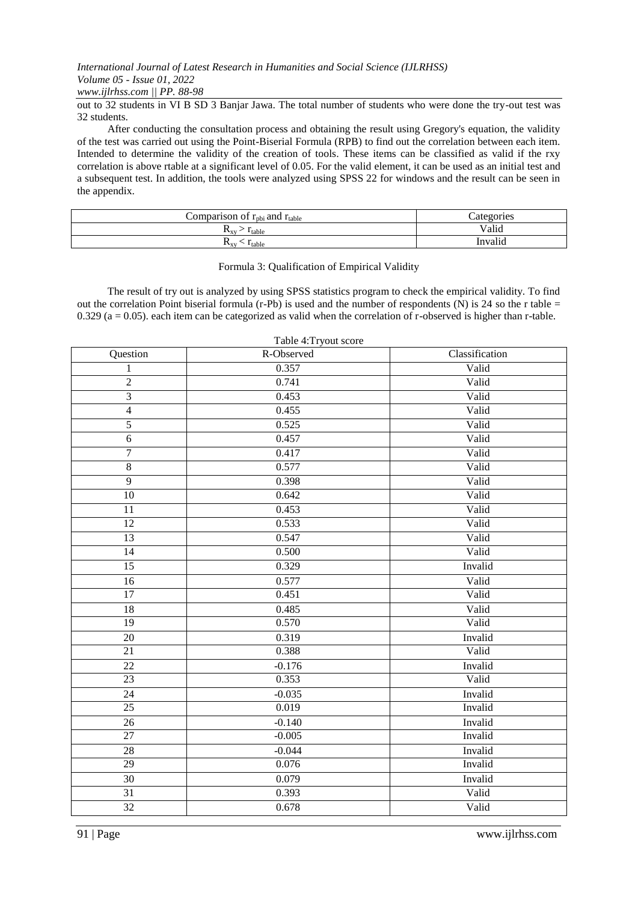out to 32 students in VI B SD 3 Banjar Jawa. The total number of students who were done the try-out test was 32 students.

After conducting the consultation process and obtaining the result using Gregory's equation, the validity of the test was carried out using the Point-Biserial Formula (RPB) to find out the correlation between each item. Intended to determine the validity of the creation of tools. These items can be classified as valid if the rxy correlation is above rtable at a significant level of 0.05. For the valid element, it can be used as an initial test and a subsequent test. In addition, the tools were analyzed using SPSS 22 for windows and the result can be seen in the appendix.

| Comparison of $r_{pbi}$ and $r_{table}$ | Categories |
|---|---|
| $R_{xy} > r_{table}$ | Valid |
| $R_{xy} < r_{table}$ | Invalid |

Formula 3: Qualification of Empirical Validity

The result of try out is analyzed by using SPSS statistics program to check the empirical validity. To find out the correlation Point biserial formula (r-Pb) is used and the number of respondents (N) is 24 so the r table = 0.329 (a = 0.05). each item can be categorized as valid when the correlation of r-observed is higher than r-table.

Table 4:Tryout score

| Question | R-Observed | Classification |
|---|---|---|
| 1 | 0.357 | Valid |
| 2 | 0.741 | Valid |
| 3 | 0.453 | Valid |
| 4 | 0.455 | Valid |
| 5 | 0.525 | Valid |
| 6 | 0.457 | Valid |
| 7 | 0.417 | Valid |
| 8 | 0.577 | Valid |
| 9 | 0.398 | Valid |
| 10 | 0.642 | Valid |
| 11 | 0.453 | Valid |
| 12 | 0.533 | Valid |
| 13 | 0.547 | Valid |
| 14 | 0.500 | Valid |
| 15 | 0.329 | Invalid |
| 16 | 0.577 | Valid |
| 17 | 0.451 | Valid |
| 18 | 0.485 | Valid |
| 19 | 0.570 | Valid |
| 20 | 0.319 | Invalid |
| 21 | 0.388 | Valid |
| 22 | -0.176 | Invalid |
| 23 | 0.353 | Valid |
| 24 | -0.035 | Invalid |
| 25 | 0.019 | Invalid |
| 26 | -0.140 | Invalid |
| 27 | -0.005 | Invalid |
| 28 | -0.044 | Invalid |
| 29 | 0.076 | Invalid |
| 30 | 0.079 | Invalid |
| 31 | 0.393 | Valid |
| 32 | 0.678 | Valid |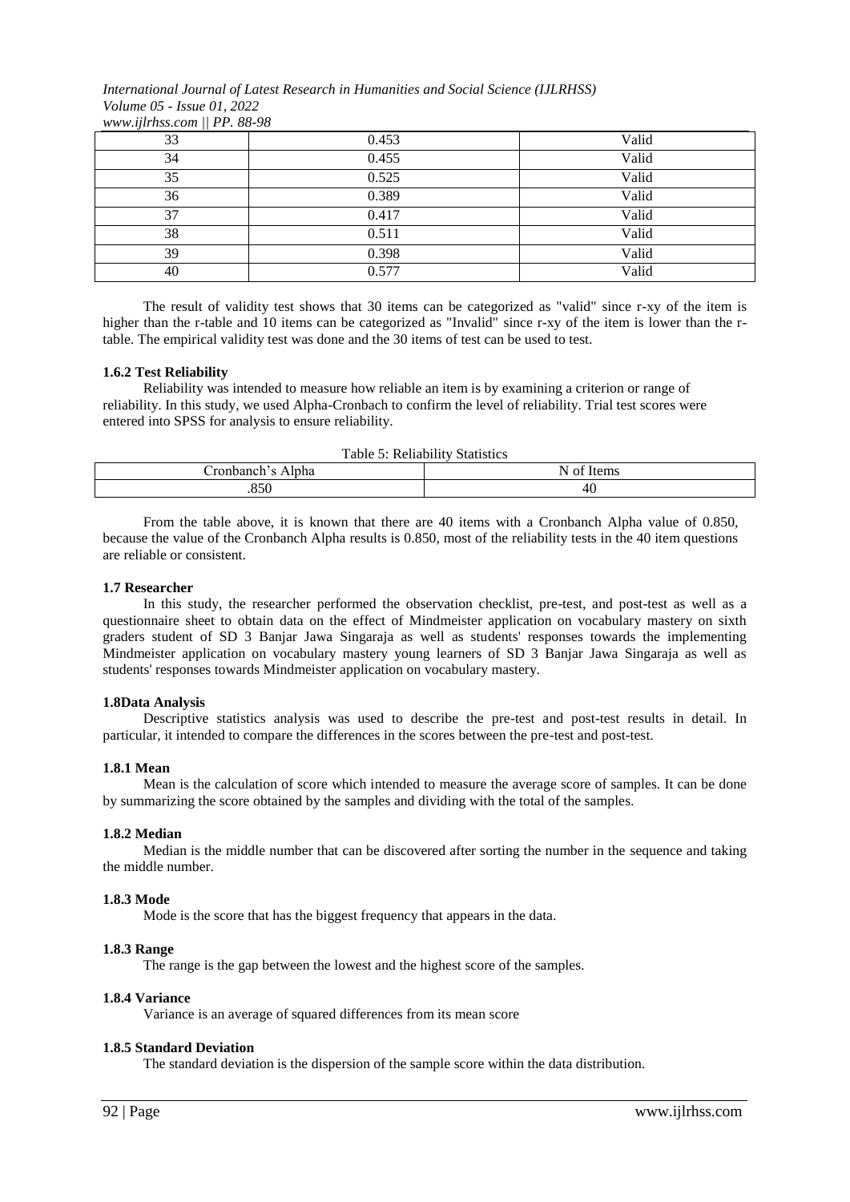| 33 | 0.453 | Valid |
|---|---|---|
| 34 | 0.455 | Valid |
| 35 | 0.525 | Valid |
| 36 | 0.389 | Valid |
| 37 | 0.417 | Valid |
| 38 | 0.511 | Valid |
| 39 | 0.398 | Valid |
| 40 | 0.577 | Valid |

The result of validity test shows that 30 items can be categorized as "valid" since r-xy of the item is higher than the r-table and 10 items can be categorized as "Invalid" since r-xy of the item is lower than the r-table. The empirical validity test was done and the 30 items of test can be used to test.

### 1.6.2 Test Reliability

Reliability was intended to measure how reliable an item is by examining a criterion or range of reliability. In this study, we used Alpha-Cronbach to confirm the level of reliability. Trial test scores were entered into SPSS for analysis to ensure reliability.

Table 5: Reliability Statistics

| Cronbanch's Alpha | N of Items |
|---|---|
| .850 | 40 |

From the table above, it is known that there are 40 items with a Cronbanch Alpha value of 0.850, because the value of the Cronbanch Alpha results is 0.850, most of the reliability tests in the 40 item questions are reliable or consistent.

### 1.7 Researcher

In this study, the researcher performed the observation checklist, pre-test, and post-test as well as a questionnaire sheet to obtain data on the effect of Mindmeister application on vocabulary mastery on sixth graders student of SD 3 Banjar Jawa Singaraja as well as students' responses towards the implementing Mindmeister application on vocabulary mastery young learners of SD 3 Banjar Jawa Singaraja as well as students' responses towards Mindmeister application on vocabulary mastery.

### 1.8Data Analysis

Descriptive statistics analysis was used to describe the pre-test and post-test results in detail. In particular, it intended to compare the differences in the scores between the pre-test and post-test.

#### 1.8.1 Mean

Mean is the calculation of score which intended to measure the average score of samples. It can be done by summarizing the score obtained by the samples and dividing with the total of the samples.

#### 1.8.2 Median

Median is the middle number that can be discovered after sorting the number in the sequence and taking the middle number.

#### 1.8.3 Mode

Mode is the score that has the biggest frequency that appears in the data.

#### 1.8.3 Range

The range is the gap between the lowest and the highest score of the samples.

#### 1.8.4 Variance

Variance is an average of squared differences from its mean score

#### 1.8.5 Standard Deviation

The standard deviation is the dispersion of the sample score within the data distribution.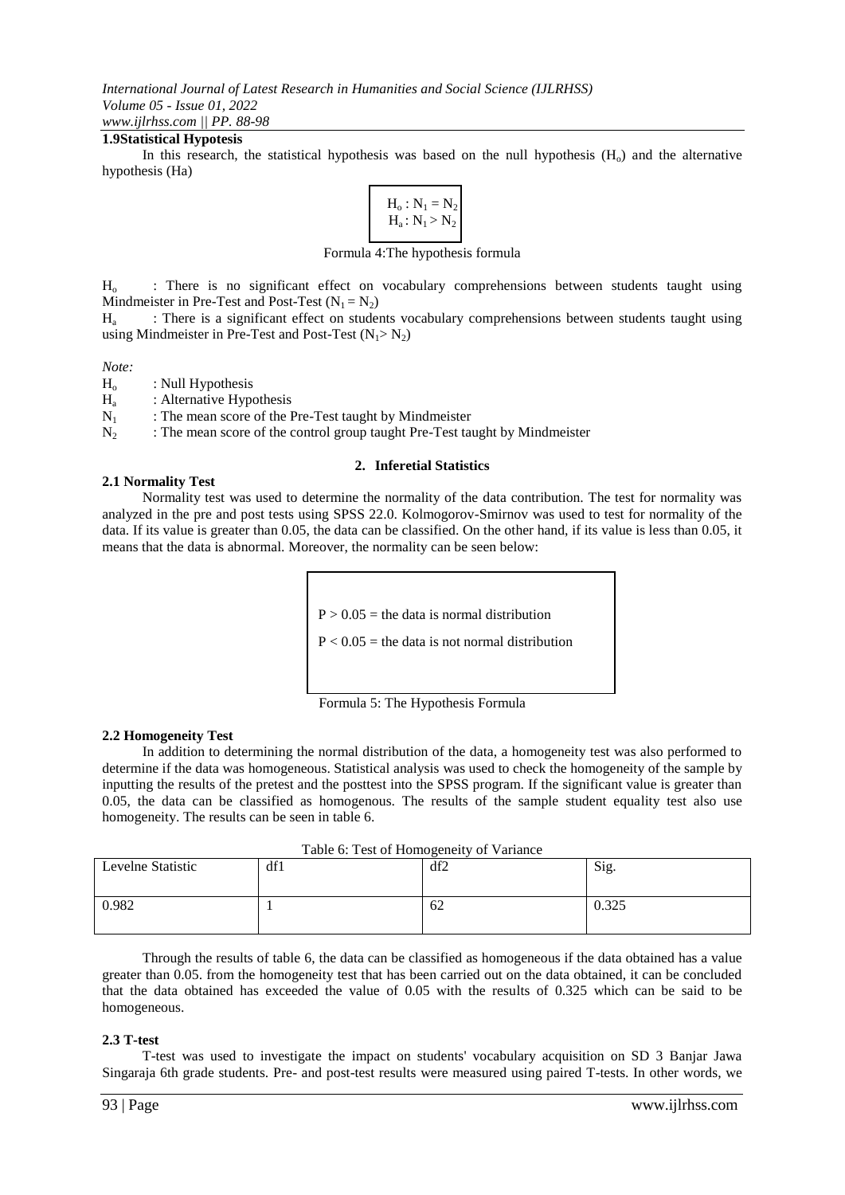### 1.9Statistical Hypotesis

In this research, the statistical hypothesis was based on the null hypothesis ($H_o$) and the alternative hypothesis (Ha)

$$H_o : N_1 = N_2$$
$$H_a : N_1 > N_2$$

Formula 4:The hypothesis formula

$H_o$ : There is no significant effect on vocabulary comprehensions between students taught using Mindmeister in Pre-Test and Post-Test ($N_1 = N_2$)

$H_a$ : There is a significant effect on students vocabulary comprehensions between students taught using using Mindmeister in Pre-Test and Post-Test ($N_1 > N_2$)

*Note:*

$H_o$ : Null Hypothesis
$H_a$ : Alternative Hypothesis
$N_1$ : The mean score of the Pre-Test taught by Mindmeister
$N_2$ : The mean score of the control group taught Pre-Test taught by Mindmeister

## 2. Inferetial Statistics

### 2.1 Normality Test

Normality test was used to determine the normality of the data contribution. The test for normality was analyzed in the pre and post tests using SPSS 22.0. Kolmogorov-Smirnov was used to test for normality of the data. If its value is greater than 0.05, the data can be classified. On the other hand, if its value is less than 0.05, it means that the data is abnormal. Moreover, the normality can be seen below:

$P > 0.05$ = the data is normal distribution

$P < 0.05$ = the data is not normal distribution

Formula 5: The Hypothesis Formula

### 2.2 Homogeneity Test

In addition to determining the normal distribution of the data, a homogeneity test was also performed to determine if the data was homogeneous. Statistical analysis was used to check the homogeneity of the sample by inputting the results of the pretest and the posttest into the SPSS program. If the significant value is greater than 0.05, the data can be classified as homogenous. The results of the sample student equality test also use homogeneity. The results can be seen in table 6.

Table 6: Test of Homogeneity of Variance

| Levelne Statistic | df1 | df2 | Sig. |
|---|---|---|---|
| 0.982 | 1 | 62 | 0.325 |

Through the results of table 6, the data can be classified as homogeneous if the data obtained has a value greater than 0.05. from the homogeneity test that has been carried out on the data obtained, it can be concluded that the data obtained has exceeded the value of 0.05 with the results of 0.325 which can be said to be homogeneous.

### 2.3 T-test

T-test was used to investigate the impact on students' vocabulary acquisition on SD 3 Banjar Jawa Singaraja 6th grade students. Pre- and post-test results were measured using paired T-tests. In other words, we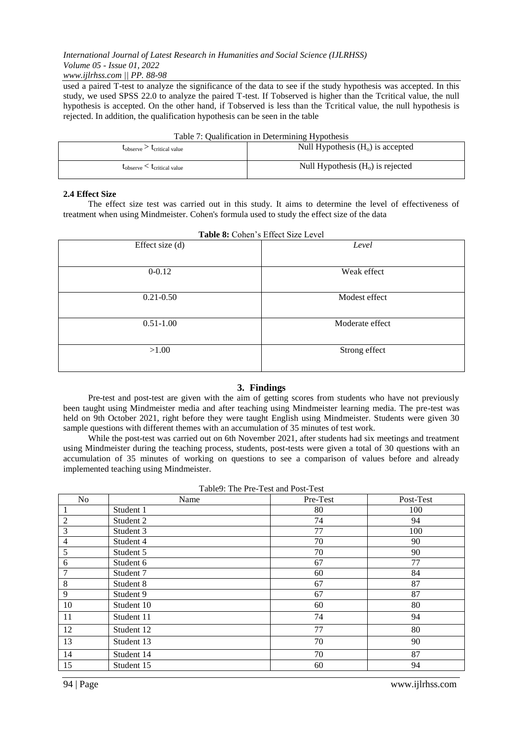used a paired T-test to analyze the significance of the data to see if the study hypothesis was accepted. In this study, we used SPSS 22.0 to analyze the paired T-test. If Tobserved is higher than the Tcritical value, the null hypothesis is accepted. On the other hand, if Tobserved is less than the Tcritical value, the null hypothesis is rejected. In addition, the qualification hypothesis can be seen in the table

Table 7: Qualification in Determining Hypothesis

| | |
|---|---|
| $t_{observe} > t_{critical\ value}$ | Null Hypothesis ($H_o$) is accepted |
| $t_{observe} < t_{critical\ value}$ | Null Hypothesis ($H_o$) is rejected |

### 2.4 Effect Size

The effect size test was carried out in this study. It aims to determine the level of effectiveness of treatment when using Mindmeister. Cohen's formula used to study the effect size of the data

**Table 8:** Cohen's Effect Size Level

| Effect size (d) | *Level* |
|---|---|
| 0-0.12 | Weak effect |
| 0.21-0.50 | Modest effect |
| 0.51-1.00 | Moderate effect |
| >1.00 | Strong effect |

## 3. Findings

Pre-test and post-test are given with the aim of getting scores from students who have not previously been taught using Mindmeister media and after teaching using Mindmeister learning media. The pre-test was held on 9th October 2021, right before they were taught English using Mindmeister. Students were given 30 sample questions with different themes with an accumulation of 35 minutes of test work.

While the post-test was carried out on 6th November 2021, after students had six meetings and treatment using Mindmeister during the teaching process, students, post-tests were given a total of 30 questions with an accumulation of 35 minutes of working on questions to see a comparison of values before and already implemented teaching using Mindmeister.

Table9: The Pre-Test and Post-Test

| No | Name | Pre-Test | Post-Test |
|---|---|---|---|
| 1 | Student 1 | 80 | 100 |
| 2 | Student 2 | 74 | 94 |
| 3 | Student 3 | 77 | 100 |
| 4 | Student 4 | 70 | 90 |
| 5 | Student 5 | 70 | 90 |
| 6 | Student 6 | 67 | 77 |
| 7 | Student 7 | 60 | 84 |
| 8 | Student 8 | 67 | 87 |
| 9 | Student 9 | 67 | 87 |
| 10 | Student 10 | 60 | 80 |
| 11 | Student 11 | 74 | 94 |
| 12 | Student 12 | 77 | 80 |
| 13 | Student 13 | 70 | 90 |
| 14 | Student 14 | 70 | 87 |
| 15 | Student 15 | 60 | 94 |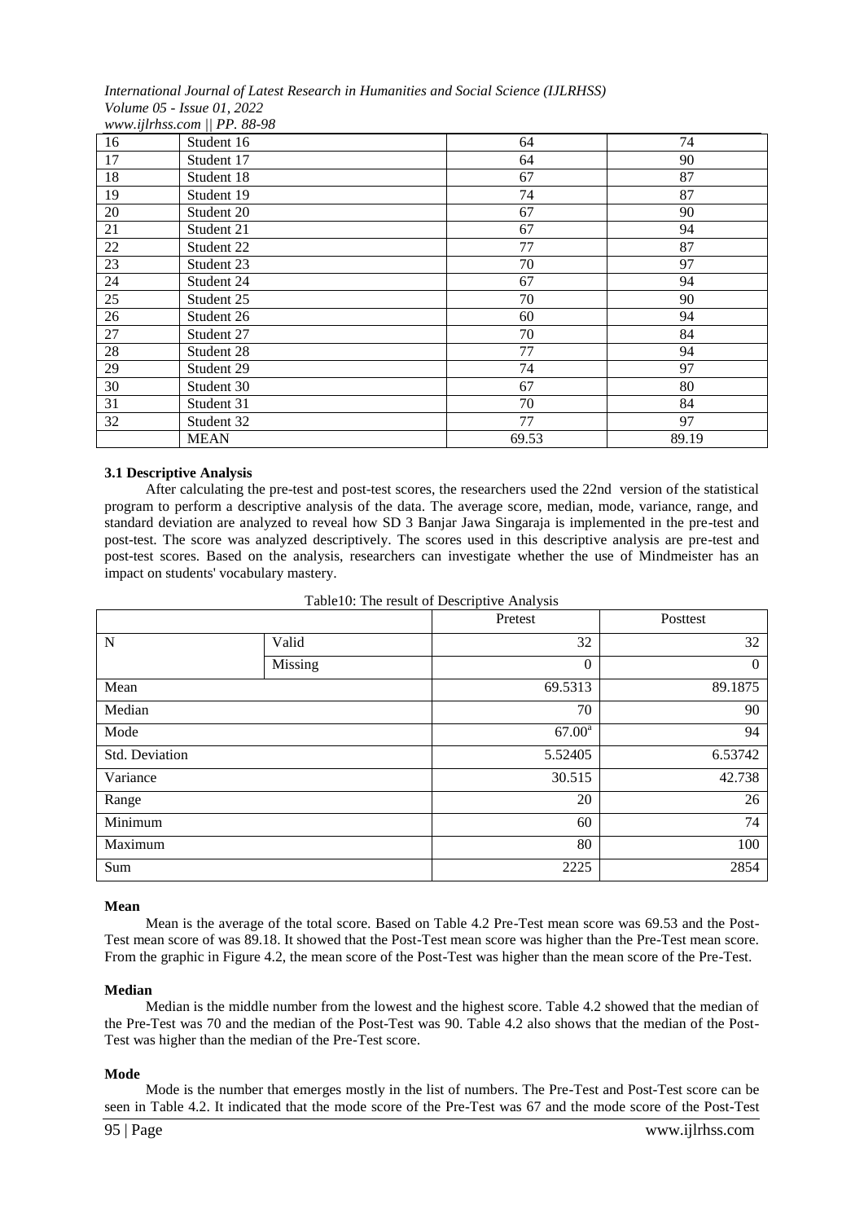| 16 | Student 16 | 64 | 74 |
|---|---|---|---|
| 17 | Student 17 | 64 | 90 |
| 18 | Student 18 | 67 | 87 |
| 19 | Student 19 | 74 | 87 |
| 20 | Student 20 | 67 | 90 |
| 21 | Student 21 | 67 | 94 |
| 22 | Student 22 | 77 | 87 |
| 23 | Student 23 | 70 | 97 |
| 24 | Student 24 | 67 | 94 |
| 25 | Student 25 | 70 | 90 |
| 26 | Student 26 | 60 | 94 |
| 27 | Student 27 | 70 | 84 |
| 28 | Student 28 | 77 | 94 |
| 29 | Student 29 | 74 | 97 |
| 30 | Student 30 | 67 | 80 |
| 31 | Student 31 | 70 | 84 |
| 32 | Student 32 | 77 | 97 |
| | MEAN | 69.53 | 89.19 |

### 3.1 Descriptive Analysis

After calculating the pre-test and post-test scores, the researchers used the 22nd version of the statistical program to perform a descriptive analysis of the data. The average score, median, mode, variance, range, and standard deviation are analyzed to reveal how SD 3 Banjar Jawa Singaraja is implemented in the pre-test and post-test. The score was analyzed descriptively. The scores used in this descriptive analysis are pre-test and post-test scores. Based on the analysis, researchers can investigate whether the use of Mindmeister has an impact on students' vocabulary mastery.

Table10: The result of Descriptive Analysis

| | | Pretest | Posttest |
|---|---|---|---|
| N | Valid | 32 | 32 |
| | Missing | 0 | 0 |
| Mean | | 69.5313 | 89.1875 |
| Median | | 70 | 90 |
| Mode | | 67.00[a] | 94 |
| Std. Deviation | | 5.52405 | 6.53742 |
| Variance | | 30.515 | 42.738 |
| Range | | 20 | 26 |
| Minimum | | 60 | 74 |
| Maximum | | 80 | 100 |
| Sum | | 2225 | 2854 |

**Mean**

Mean is the average of the total score. Based on Table 4.2 Pre-Test mean score was 69.53 and the Post-Test mean score of was 89.18. It showed that the Post-Test mean score was higher than the Pre-Test mean score. From the graphic in Figure 4.2, the mean score of the Post-Test was higher than the mean score of the Pre-Test.

**Median**

Median is the middle number from the lowest and the highest score. Table 4.2 showed that the median of the Pre-Test was 70 and the median of the Post-Test was 90. Table 4.2 also shows that the median of the Post-Test was higher than the median of the Pre-Test score.

**Mode**

Mode is the number that emerges mostly in the list of numbers. The Pre-Test and Post-Test score can be seen in Table 4.2. It indicated that the mode score of the Pre-Test was 67 and the mode score of the Post-Test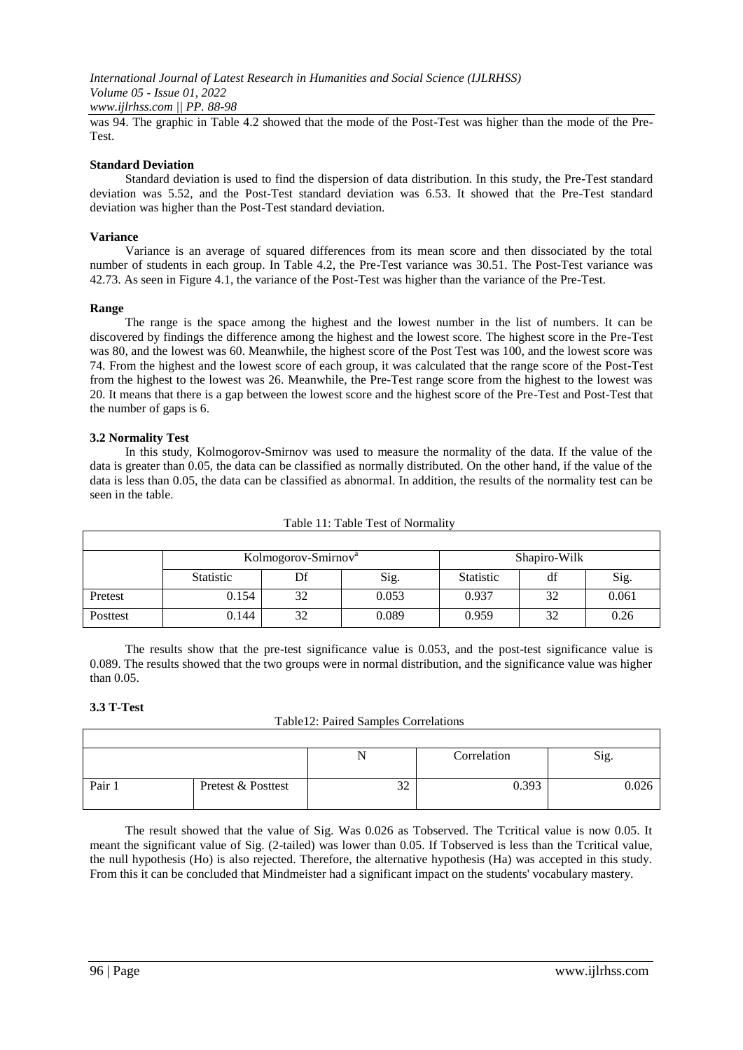was 94. The graphic in Table 4.2 showed that the mode of the Post-Test was higher than the mode of the Pre-Test.

**Standard Deviation**

Standard deviation is used to find the dispersion of data distribution. In this study, the Pre-Test standard deviation was 5.52, and the Post-Test standard deviation was 6.53. It showed that the Pre-Test standard deviation was higher than the Post-Test standard deviation.

**Variance**

Variance is an average of squared differences from its mean score and then dissociated by the total number of students in each group. In Table 4.2, the Pre-Test variance was 30.51. The Post-Test variance was 42.73. As seen in Figure 4.1, the variance of the Post-Test was higher than the variance of the Pre-Test.

**Range**

The range is the space among the highest and the lowest number in the list of numbers. It can be discovered by findings the difference among the highest and the lowest score. The highest score in the Pre-Test was 80, and the lowest was 60. Meanwhile, the highest score of the Post Test was 100, and the lowest score was 74. From the highest and the lowest score of each group, it was calculated that the range score of the Post-Test from the highest to the lowest was 26. Meanwhile, the Pre-Test range score from the highest to the lowest was 20. It means that there is a gap between the lowest score and the highest score of the Pre-Test and Post-Test that the number of gaps is 6.

### 3.2 Normality Test

In this study, Kolmogorov-Smirnov was used to measure the normality of the data. If the value of the data is greater than 0.05, the data can be classified as normally distributed. On the other hand, if the value of the data is less than 0.05, the data can be classified as abnormal. In addition, the results of the normality test can be seen in the table.

Table 11: Table Test of Normality

| | Kolmogorov-Smirnov[a] | | | Shapiro-Wilk | | |
|---|---|---|---|---|---|---|
| | Statistic | Df | Sig. | Statistic | df | Sig. |
| Pretest | 0.154 | 32 | 0.053 | 0.937 | 32 | 0.061 |
| Posttest | 0.144 | 32 | 0.089 | 0.959 | 32 | 0.26 |

The results show that the pre-test significance value is 0.053, and the post-test significance value is 0.089. The results showed that the two groups were in normal distribution, and the significance value was higher than 0.05.

### 3.3 T-Test

Table12: Paired Samples Correlations

| | | N | Correlation | Sig. |
|---|---|---|---|---|
| Pair 1 | Pretest & Posttest | 32 | 0.393 | 0.026 |

The result showed that the value of Sig. Was 0.026 as Tobserved. The Tcritical value is now 0.05. It meant the significant value of Sig. (2-tailed) was lower than 0.05. If Tobserved is less than the Tcritical value, the null hypothesis (Ho) is also rejected. Therefore, the alternative hypothesis (Ha) was accepted in this study. From this it can be concluded that Mindmeister had a significant impact on the students' vocabulary mastery.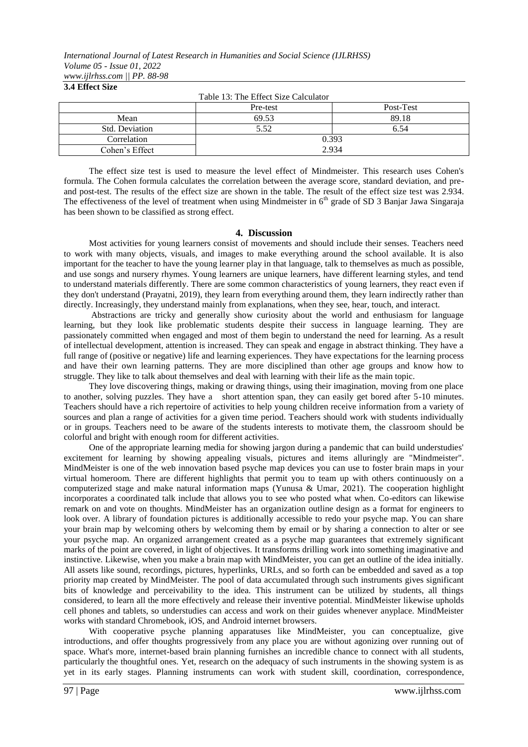### 3.4 Effect Size

Table 13: The Effect Size Calculator

| | Pre-test | Post-Test |
|---|---|---|
| Mean | 69.53 | 89.18 |
| Std. Deviation | 5.52 | 6.54 |
| Correlation | 0.393 | |
| Cohen's Effect | 2.934 | |

The effect size test is used to measure the level effect of Mindmeister. This research uses Cohen's formula. The Cohen formula calculates the correlation between the average score, standard deviation, and pre- and post-test. The results of the effect size are shown in the table. The result of the effect size test was 2.934. The effectiveness of the level of treatment when using Mindmeister in 6th grade of SD 3 Banjar Jawa Singaraja has been shown to be classified as strong effect.

## 4. Discussion

Most activities for young learners consist of movements and should include their senses. Teachers need to work with many objects, visuals, and images to make everything around the school available. It is also important for the teacher to have the young learner play in that language, talk to themselves as much as possible, and use songs and nursery rhymes. Young learners are unique learners, have different learning styles, and tend to understand materials differently. There are some common characteristics of young learners, they react even if they don't understand (Prayatni, 2019), they learn from everything around them, they learn indirectly rather than directly. Increasingly, they understand mainly from explanations, when they see, hear, touch, and interact.

Abstractions are tricky and generally show curiosity about the world and enthusiasm for language learning, but they look like problematic students despite their success in language learning. They are passionately committed when engaged and most of them begin to understand the need for learning. As a result of intellectual development, attention is increased. They can speak and engage in abstract thinking. They have a full range of (positive or negative) life and learning experiences. They have expectations for the learning process and have their own learning patterns. They are more disciplined than other age groups and know how to struggle. They like to talk about themselves and deal with learning with their life as the main topic.

They love discovering things, making or drawing things, using their imagination, moving from one place to another, solving puzzles. They have a short attention span, they can easily get bored after 5-10 minutes. Teachers should have a rich repertoire of activities to help young children receive information from a variety of sources and plan a range of activities for a given time period. Teachers should work with students individually or in groups. Teachers need to be aware of the students interests to motivate them, the classroom should be colorful and bright with enough room for different activities.

One of the appropriate learning media for showing jargon during a pandemic that can build understudies' excitement for learning by showing appealing visuals, pictures and items alluringly are "Mindmeister". MindMeister is one of the web innovation based psyche map devices you can use to foster brain maps in your virtual homeroom. There are different highlights that permit you to team up with others continuously on a computerized stage and make natural information maps (Yunusa & Umar, 2021). The cooperation highlight incorporates a coordinated talk include that allows you to see who posted what when. Co-editors can likewise remark on and vote on thoughts. MindMeister has an organization outline design as a format for engineers to look over. A library of foundation pictures is additionally accessible to redo your psyche map. You can share your brain map by welcoming others by welcoming them by email or by sharing a connection to alter or see your psyche map. An organized arrangement created as a psyche map guarantees that extremely significant marks of the point are covered, in light of objectives. It transforms drilling work into something imaginative and instinctive. Likewise, when you make a brain map with MindMeister, you can get an outline of the idea initially. All assets like sound, recordings, pictures, hyperlinks, URLs, and so forth can be embedded and saved as a top priority map created by MindMeister. The pool of data accumulated through such instruments gives significant bits of knowledge and perceivability to the idea. This instrument can be utilized by students, all things considered, to learn all the more effectively and release their inventive potential. MindMeister likewise upholds cell phones and tablets, so understudies can access and work on their guides whenever anyplace. MindMeister works with standard Chromebook, iOS, and Android internet browsers.

With cooperative psyche planning apparatuses like MindMeister, you can conceptualize, give introductions, and offer thoughts progressively from any place you are without agonizing over running out of space. What's more, internet-based brain planning furnishes an incredible chance to connect with all students, particularly the thoughtful ones. Yet, research on the adequacy of such instruments in the showing system is as yet in its early stages. Planning instruments can work with student skill, coordination, correspondence,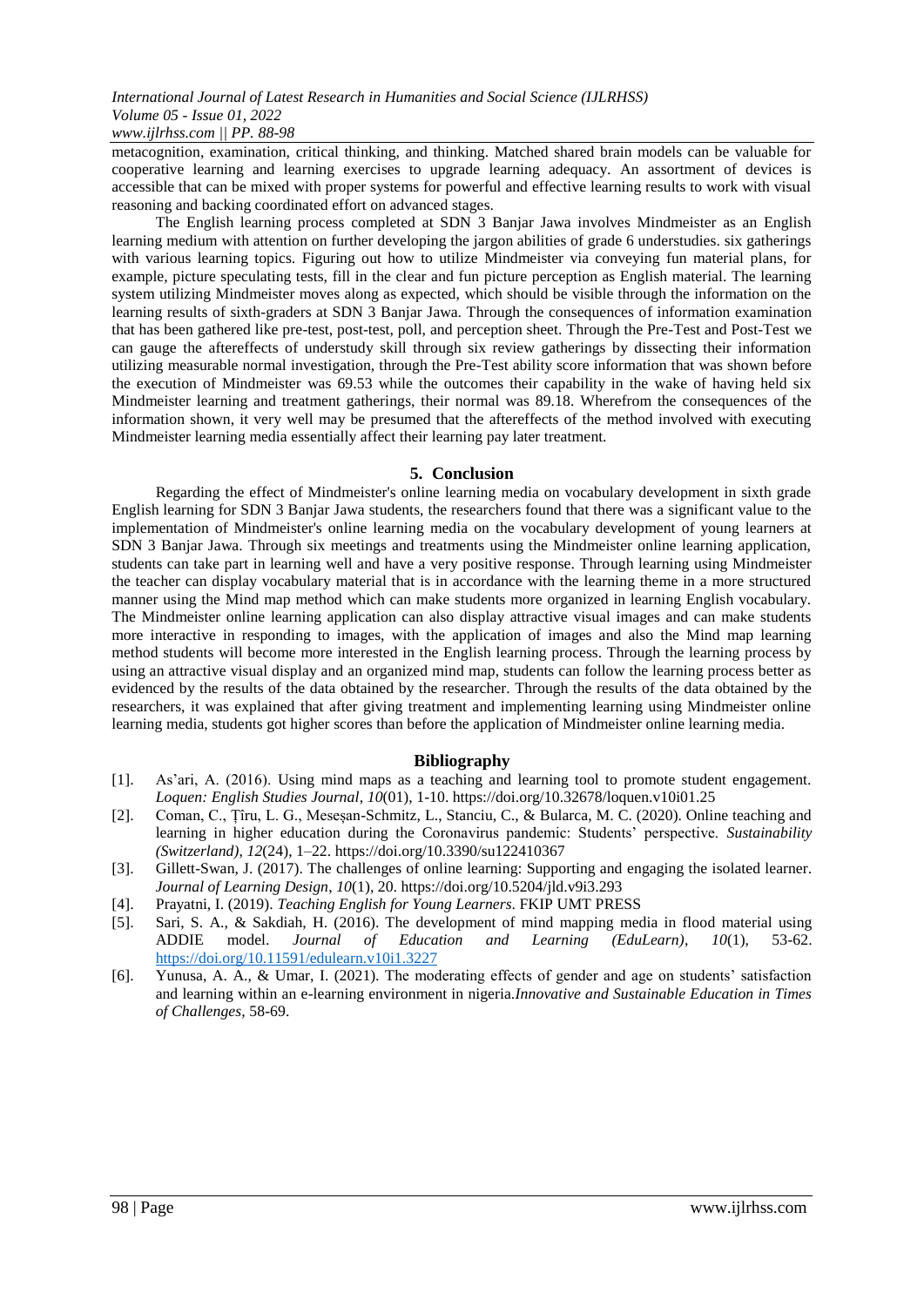metacognition, examination, critical thinking, and thinking. Matched shared brain models can be valuable for cooperative learning and learning exercises to upgrade learning adequacy. An assortment of devices is accessible that can be mixed with proper systems for powerful and effective learning results to work with visual reasoning and backing coordinated effort on advanced stages.

The English learning process completed at SDN 3 Banjar Jawa involves Mindmeister as an English learning medium with attention on further developing the jargon abilities of grade 6 understudies. six gatherings with various learning topics. Figuring out how to utilize Mindmeister via conveying fun material plans, for example, picture speculating tests, fill in the clear and fun picture perception as English material. The learning system utilizing Mindmeister moves along as expected, which should be visible through the information on the learning results of sixth-graders at SDN 3 Banjar Jawa. Through the consequences of information examination that has been gathered like pre-test, post-test, poll, and perception sheet. Through the Pre-Test and Post-Test we can gauge the aftereffects of understudy skill through six review gatherings by dissecting their information utilizing measurable normal investigation, through the Pre-Test ability score information that was shown before the execution of Mindmeister was 69.53 while the outcomes their capability in the wake of having held six Mindmeister learning and treatment gatherings, their normal was 89.18. Wherefrom the consequences of the information shown, it very well may be presumed that the aftereffects of the method involved with executing Mindmeister learning media essentially affect their learning pay later treatment.

## 5. Conclusion

Regarding the effect of Mindmeister's online learning media on vocabulary development in sixth grade English learning for SDN 3 Banjar Jawa students, the researchers found that there was a significant value to the implementation of Mindmeister's online learning media on the vocabulary development of young learners at SDN 3 Banjar Jawa. Through six meetings and treatments using the Mindmeister online learning application, students can take part in learning well and have a very positive response. Through learning using Mindmeister the teacher can display vocabulary material that is in accordance with the learning theme in a more structured manner using the Mind map method which can make students more organized in learning English vocabulary. The Mindmeister online learning application can also display attractive visual images and can make students more interactive in responding to images, with the application of images and also the Mind map learning method students will become more interested in the English learning process. Through the learning process by using an attractive visual display and an organized mind map, students can follow the learning process better as evidenced by the results of the data obtained by the researcher. Through the results of the data obtained by the researchers, it was explained that after giving treatment and implementing learning using Mindmeister online learning media, students got higher scores than before the application of Mindmeister online learning media.

## Bibliography

[1]. As'ari, A. (2016). Using mind maps as a teaching and learning tool to promote student engagement. *Loquen: English Studies Journal*, *10*(01), 1-10. https://doi.org/10.32678/loquen.v10i01.25

[2]. Coman, C., Țîru, L. G., Meseșan-Schmitz, L., Stanciu, C., & Bularca, M. C. (2020). Online teaching and learning in higher education during the Coronavirus pandemic: Students' perspective. *Sustainability (Switzerland)*, *12*(24), 1–22. https://doi.org/10.3390/su122410367

[3]. Gillett-Swan, J. (2017). The challenges of online learning: Supporting and engaging the isolated learner. *Journal of Learning Design*, *10*(1), 20. https://doi.org/10.5204/jld.v9i3.293

[4]. Prayatni, I. (2019). *Teaching English for Young Learners*. FKIP UMT PRESS

[5]. Sari, S. A., & Sakdiah, H. (2016). The development of mind mapping media in flood material using ADDIE model. *Journal of Education and Learning (EduLearn)*, *10*(1), 53-62. https://doi.org/10.11591/edulearn.v10i1.3227

[6]. Yunusa, A. A., & Umar, I. (2021). The moderating effects of gender and age on students' satisfaction and learning within an e-learning environment in nigeria.*Innovative and Sustainable Education in Times of Challenges*, 58-69.